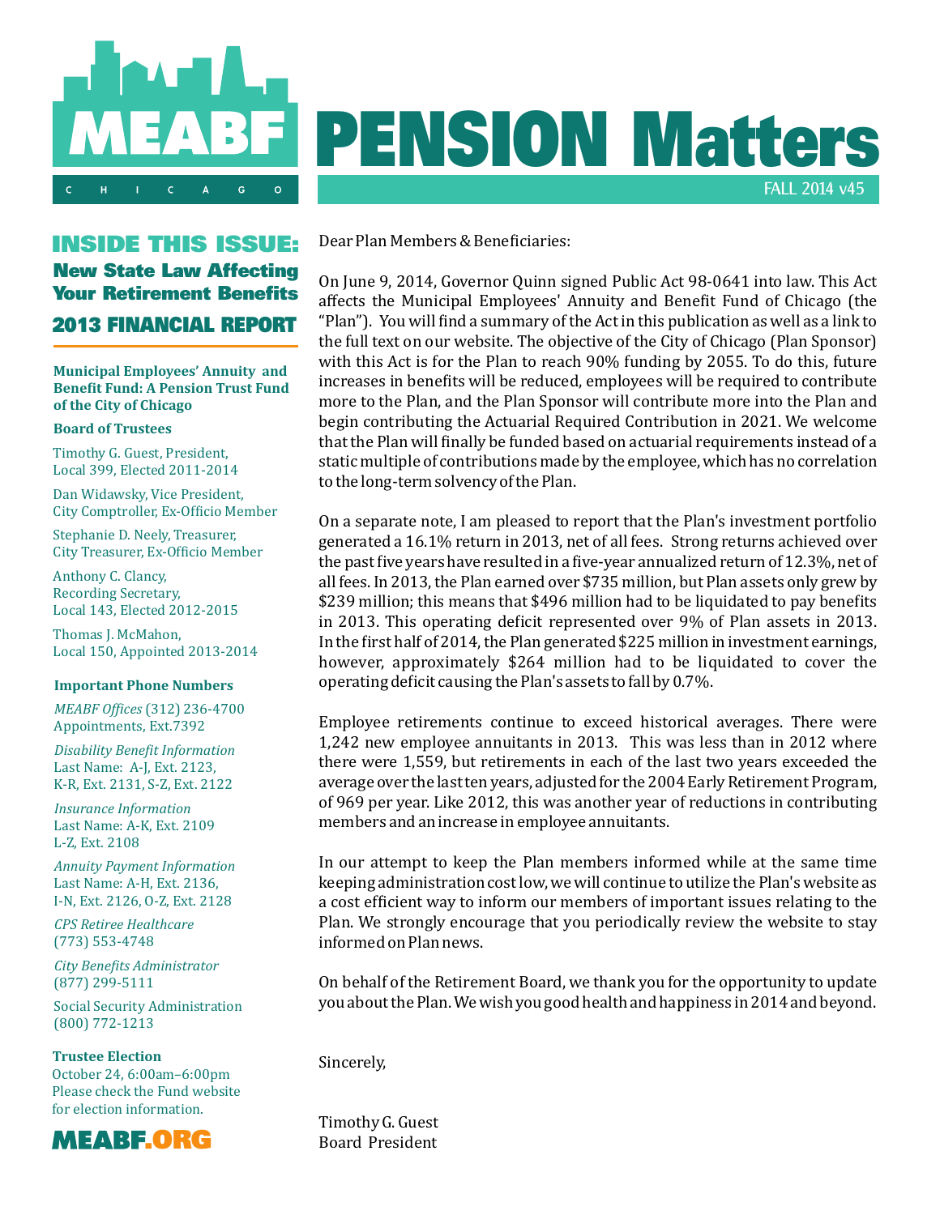# MEABF CHICAGO

# PENSION Matters

FALL 2014 v45

## INSIDE THIS ISSUE:

### New State Law Affecting Your Retirement Benefits

### 2013 FINANCIAL REPORT

**Municipal Employees' Annuity and Benefit Fund: A Pension Trust Fund of the City of Chicago**

**Board of Trustees**

Timothy G. Guest, President,
Local 399, Elected 2011-2014

Dan Widawsky, Vice President,
City Comptroller, Ex-Officio Member

Stephanie D. Neely, Treasurer,
City Treasurer, Ex-Officio Member

Anthony C. Clancy,
Recording Secretary,
Local 143, Elected 2012-2015

Thomas J. McMahon,
Local 150, Appointed 2013-2014

**Important Phone Numbers**

*MEABF Offices* (312) 236-4700
Appointments, Ext.7392

*Disability Benefit Information*
Last Name: A-J, Ext. 2123,
K-R, Ext. 2131, S-Z, Ext. 2122

*Insurance Information*
Last Name: A-K, Ext. 2109
L-Z, Ext. 2108

*Annuity Payment Information*
Last Name: A-H, Ext. 2136,
I-N, Ext. 2126, O-Z, Ext. 2128

*CPS Retiree Healthcare*
(773) 553-4748

*City Benefits Administrator*
(877) 299-5111

Social Security Administration
(800) 772-1213

**Trustee Election**
October 24, 6:00am–6:00pm
Please check the Fund website for election information.

**MEABF.ORG**

Dear Plan Members & Beneficiaries:

On June 9, 2014, Governor Quinn signed Public Act 98-0641 into law. This Act affects the Municipal Employees' Annuity and Benefit Fund of Chicago (the "Plan"). You will find a summary of the Act in this publication as well as a link to the full text on our website. The objective of the City of Chicago (Plan Sponsor) with this Act is for the Plan to reach 90% funding by 2055. To do this, future increases in benefits will be reduced, employees will be required to contribute more to the Plan, and the Plan Sponsor will contribute more into the Plan and begin contributing the Actuarial Required Contribution in 2021. We welcome that the Plan will finally be funded based on actuarial requirements instead of a static multiple of contributions made by the employee, which has no correlation to the long-term solvency of the Plan.

On a separate note, I am pleased to report that the Plan's investment portfolio generated a 16.1% return in 2013, net of all fees. Strong returns achieved over the past five years have resulted in a five-year annualized return of 12.3%, net of all fees. In 2013, the Plan earned over $735 million, but Plan assets only grew by $239 million; this means that $496 million had to be liquidated to pay benefits in 2013. This operating deficit represented over 9% of Plan assets in 2013. In the first half of 2014, the Plan generated $225 million in investment earnings, however, approximately $264 million had to be liquidated to cover the operating deficit causing the Plan's assets to fall by 0.7%.

Employee retirements continue to exceed historical averages. There were 1,242 new employee annuitants in 2013. This was less than in 2012 where there were 1,559, but retirements in each of the last two years exceeded the average over the last ten years, adjusted for the 2004 Early Retirement Program, of 969 per year. Like 2012, this was another year of reductions in contributing members and an increase in employee annuitants.

In our attempt to keep the Plan members informed while at the same time keeping administration cost low, we will continue to utilize the Plan's website as a cost efficient way to inform our members of important issues relating to the Plan. We strongly encourage that you periodically review the website to stay informed on Plan news.

On behalf of the Retirement Board, we thank you for the opportunity to update you about the Plan. We wish you good health and happiness in 2014 and beyond.

Sincerely,

Timothy G. Guest
Board President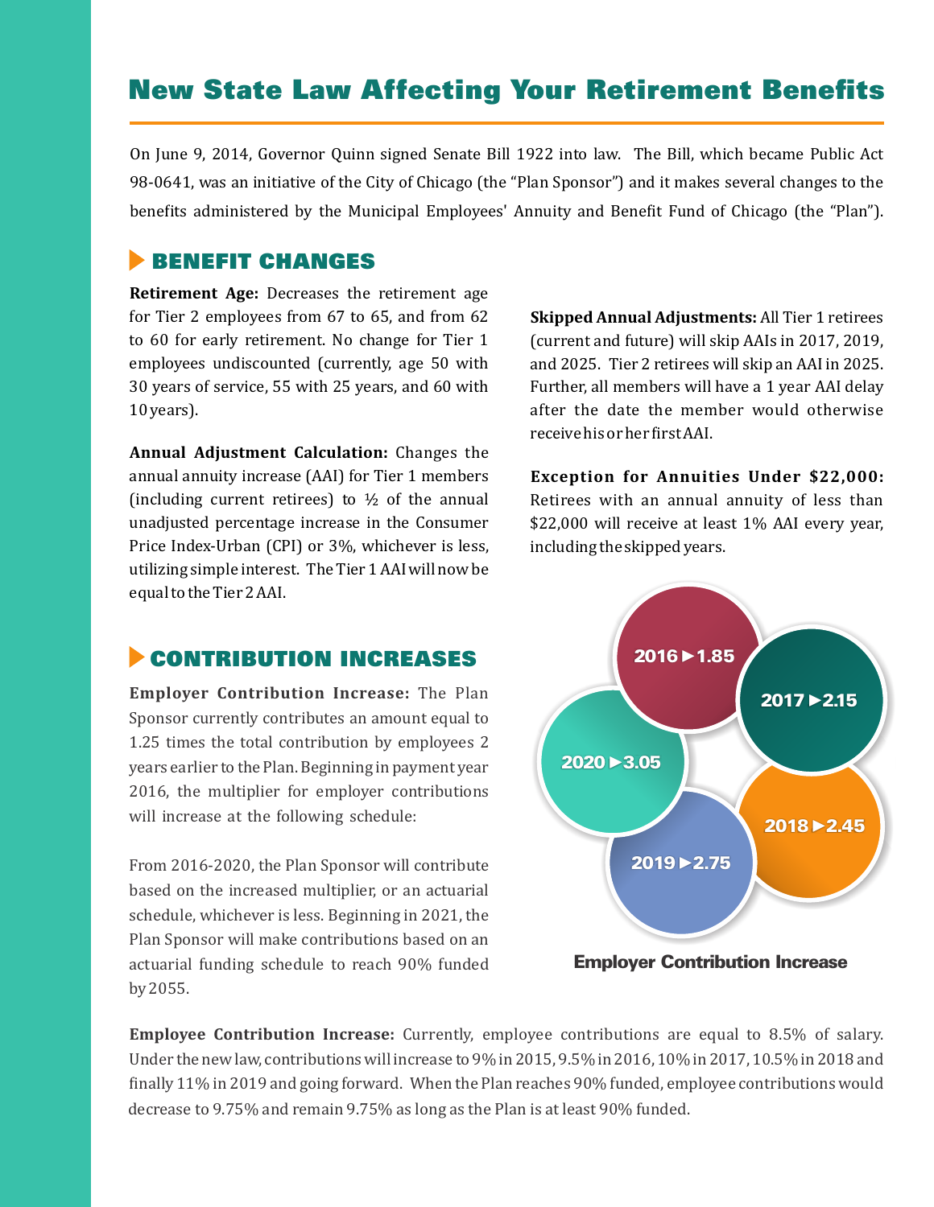# New State Law Affecting Your Retirement Benefits

On June 9, 2014, Governor Quinn signed Senate Bill 1922 into law. The Bill, which became Public Act 98-0641, was an initiative of the City of Chicago (the "Plan Sponsor") and it makes several changes to the benefits administered by the Municipal Employees' Annuity and Benefit Fund of Chicago (the "Plan").

## BENEFIT CHANGES

**Retirement Age:** Decreases the retirement age for Tier 2 employees from 67 to 65, and from 62 to 60 for early retirement. No change for Tier 1 employees undiscounted (currently, age 50 with 30 years of service, 55 with 25 years, and 60 with 10 years).

**Annual Adjustment Calculation:** Changes the annual annuity increase (AAI) for Tier 1 members (including current retirees) to ½ of the annual unadjusted percentage increase in the Consumer Price Index-Urban (CPI) or 3%, whichever is less, utilizing simple interest. The Tier 1 AAI will now be equal to the Tier 2 AAI.

**Skipped Annual Adjustments:** All Tier 1 retirees (current and future) will skip AAIs in 2017, 2019, and 2025. Tier 2 retirees will skip an AAI in 2025. Further, all members will have a 1 year AAI delay after the date the member would otherwise receive his or her first AAI.

**Exception for Annuities Under $22,000:** Retirees with an annual annuity of less than $22,000 will receive at least 1% AAI every year, including the skipped years.

## CONTRIBUTION INCREASES

**Employer Contribution Increase:** The Plan Sponsor currently contributes an amount equal to 1.25 times the total contribution by employees 2 years earlier to the Plan. Beginning in payment year 2016, the multiplier for employer contributions will increase at the following schedule:

- 2016 ► 1.85
- 2017 ► 2.15
- 2018 ► 2.45
- 2019 ► 2.75
- 2020 ► 3.05

**Employer Contribution Increase**

From 2016-2020, the Plan Sponsor will contribute based on the increased multiplier, or an actuarial schedule, whichever is less. Beginning in 2021, the Plan Sponsor will make contributions based on an actuarial funding schedule to reach 90% funded by 2055.

**Employee Contribution Increase:** Currently, employee contributions are equal to 8.5% of salary. Under the new law, contributions will increase to 9% in 2015, 9.5% in 2016, 10% in 2017, 10.5% in 2018 and finally 11% in 2019 and going forward. When the Plan reaches 90% funded, employee contributions would decrease to 9.75% and remain 9.75% as long as the Plan is at least 90% funded.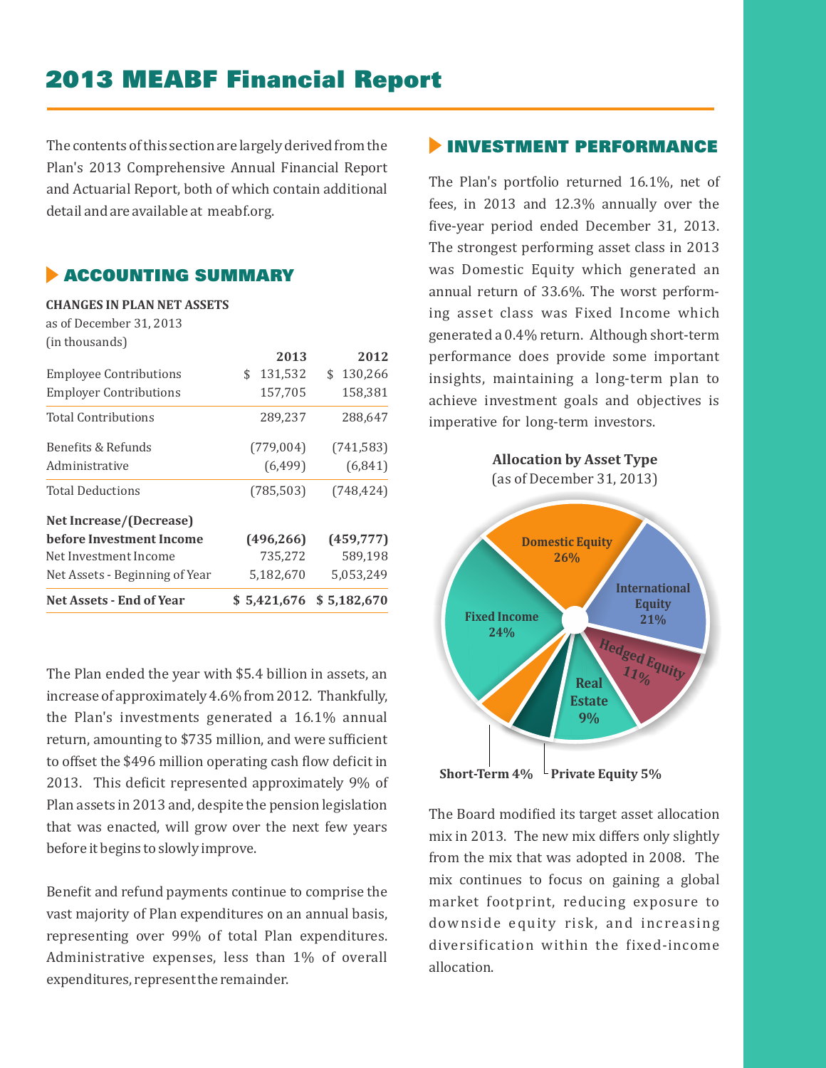# 2013 MEABF Financial Report

The contents of this section are largely derived from the Plan's 2013 Comprehensive Annual Financial Report and Actuarial Report, both of which contain additional detail and are available at meabf.org.

## ACCOUNTING SUMMARY

**CHANGES IN PLAN NET ASSETS**
as of December 31, 2013
(in thousands)

| | 2013 | 2012 |
|---|---|---|
| Employee Contributions | $ 131,532 | $ 130,266 |
| Employer Contributions | 157,705 | 158,381 |
| Total Contributions | 289,237 | 288,647 |
| Benefits & Refunds | (779,004) | (741,583) |
| Administrative | (6,499) | (6,841) |
| Total Deductions | (785,503) | (748,424) |
| **Net Increase/(Decrease) before Investment Income** | **(496,266)** | **(459,777)** |
| Net Investment Income | 735,272 | 589,198 |
| Net Assets - Beginning of Year | 5,182,670 | 5,053,249 |
| **Net Assets - End of Year** | **$ 5,421,676** | **$ 5,182,670** |

The Plan ended the year with $5.4 billion in assets, an increase of approximately 4.6% from 2012. Thankfully, the Plan's investments generated a 16.1% annual return, amounting to $735 million, and were sufficient to offset the $496 million operating cash flow deficit in 2013. This deficit represented approximately 9% of Plan assets in 2013 and, despite the pension legislation that was enacted, will grow over the next few years before it begins to slowly improve.

Benefit and refund payments continue to comprise the vast majority of Plan expenditures on an annual basis, representing over 99% of total Plan expenditures. Administrative expenses, less than 1% of overall expenditures, represent the remainder.

## INVESTMENT PERFORMANCE

The Plan's portfolio returned 16.1%, net of fees, in 2013 and 12.3% annually over the five-year period ended December 31, 2013. The strongest performing asset class in 2013 was Domestic Equity which generated an annual return of 33.6%. The worst performing asset class was Fixed Income which generated a 0.4% return. Although short-term performance does provide some important insights, maintaining a long-term plan to achieve investment goals and objectives is imperative for long-term investors.

**Allocation by Asset Type**
(as of December 31, 2013)

| Asset Type | Allocation |
|---|---|
| Domestic Equity | 26% |
| International Equity | 21% |
| Hedged Equity | 11% |
| Real Estate | 9% |
| Private Equity | 5% |
| Short-Term | 4% |
| Fixed Income | 24% |

The Board modified its target asset allocation mix in 2013. The new mix differs only slightly from the mix that was adopted in 2008. The mix continues to focus on gaining a global market footprint, reducing exposure to downside equity risk, and increasing diversification within the fixed-income allocation.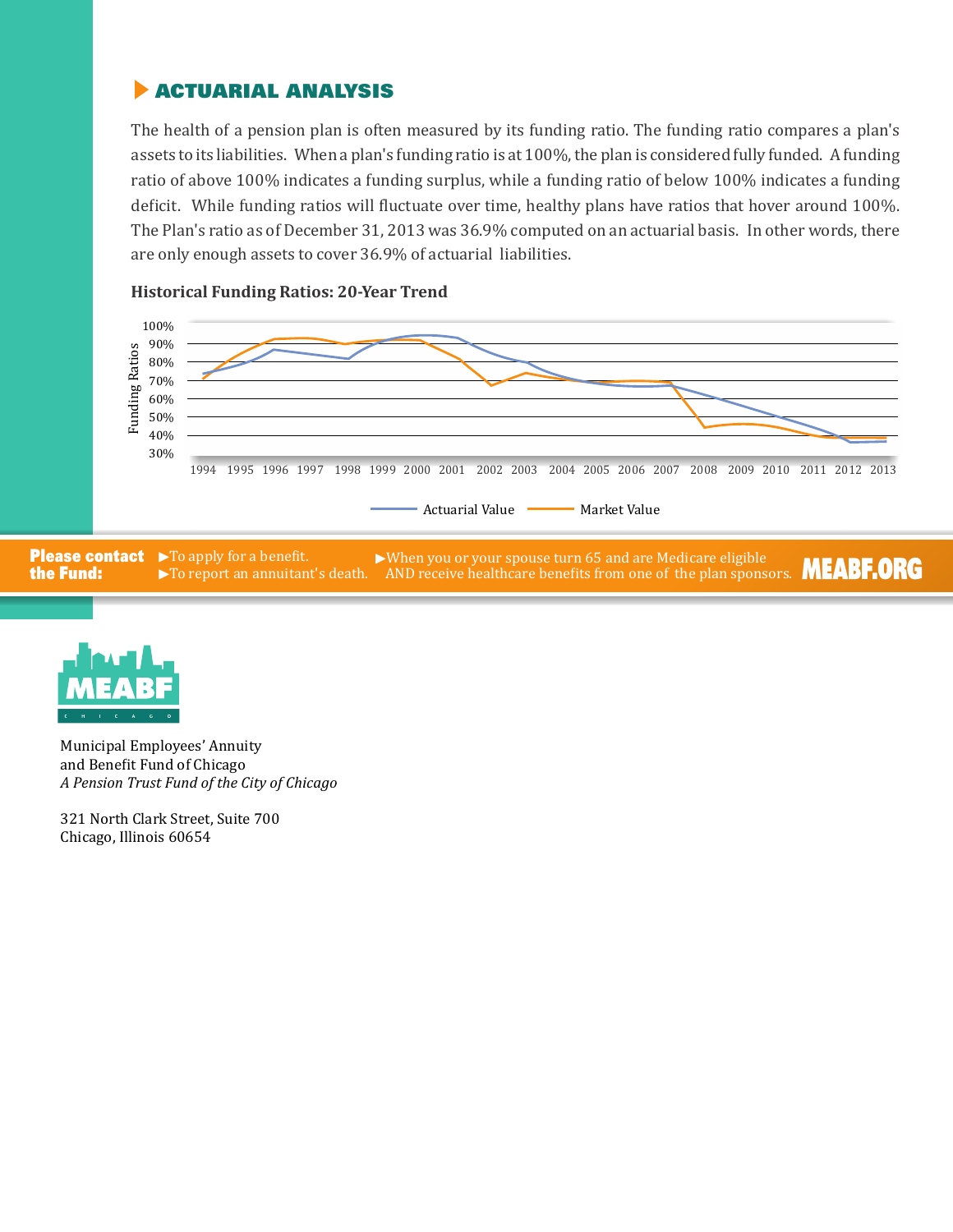## ACTUARIAL ANALYSIS

The health of a pension plan is often measured by its funding ratio. The funding ratio compares a plan's assets to its liabilities. When a plan's funding ratio is at 100%, the plan is considered fully funded. A funding ratio of above 100% indicates a funding surplus, while a funding ratio of below 100% indicates a funding deficit. While funding ratios will fluctuate over time, healthy plans have ratios that hover around 100%. The Plan's ratio as of December 31, 2013 was 36.9% computed on an actuarial basis. In other words, there are only enough assets to cover 36.9% of actuarial liabilities.

**Historical Funding Ratios: 20-Year Trend**

Funding Ratios

100%
90%
80%
70%
60%
50%
40%
30%

1994 1995 1996 1997 1998 1999 2000 2001 2002 2003 2004 2005 2006 2007 2008 2009 2010 2011 2012 2013

Actuarial Value
Market Value

**Please contact the Fund:**

- ▶To apply for a benefit.
- ▶To report an annuitant's death.
- ▶When you or your spouse turn 65 and are Medicare eligible AND receive healthcare benefits from one of the plan sponsors.

**MEABF.ORG**

MEABF CHICAGO

Municipal Employees' Annuity
and Benefit Fund of Chicago
*A Pension Trust Fund of the City of Chicago*

321 North Clark Street, Suite 700
Chicago, Illinois 60654